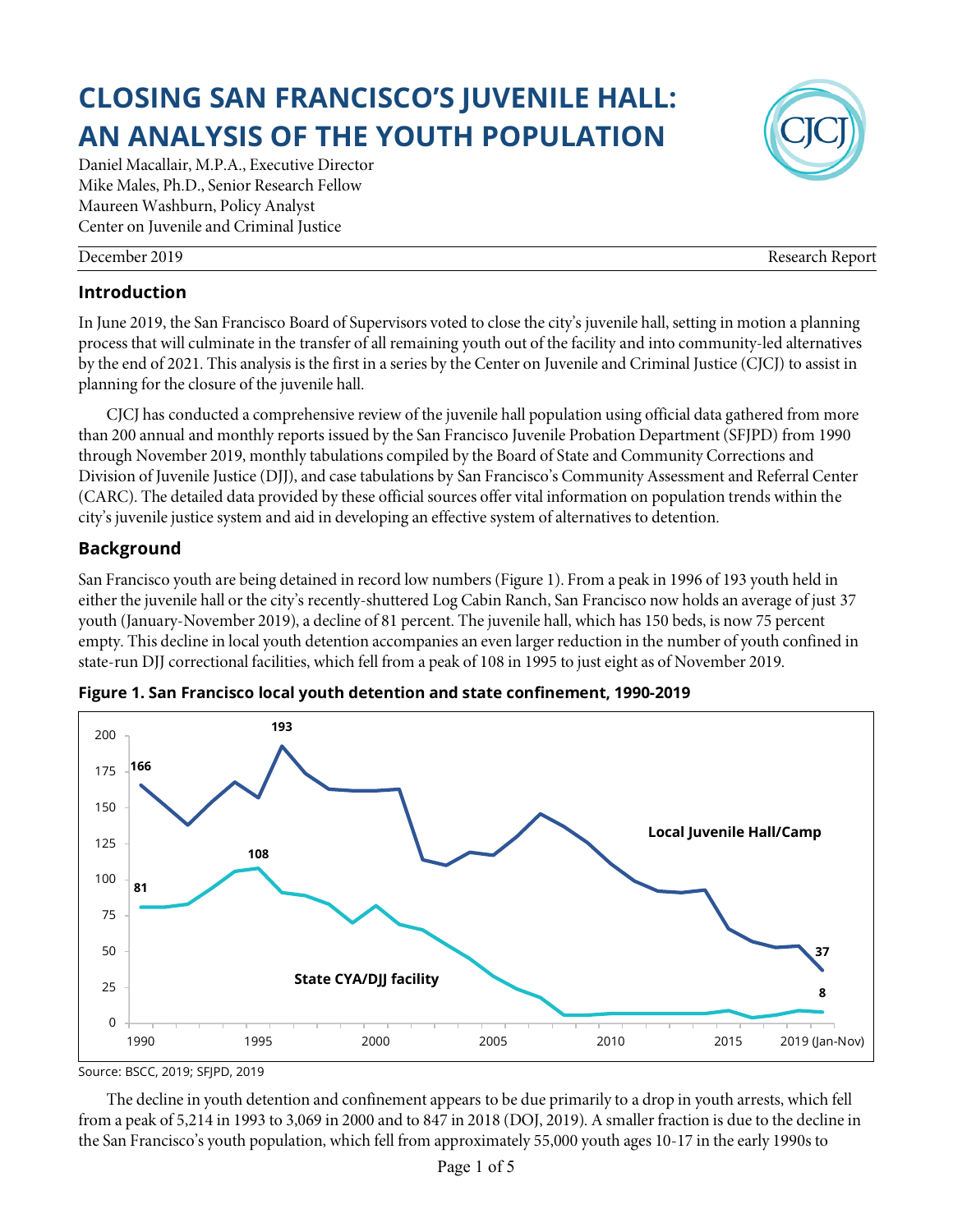# CLOSING SAN FRANCISCO'S JUVENILE HALL: AN ANALYSIS OF THE YOUTH POPULATION

Daniel Macallair, M.P.A., Executive Director
Mike Males, Ph.D., Senior Research Fellow
Maureen Washburn, Policy Analyst
Center on Juvenile and Criminal Justice

December 2019 — Research Report

## Introduction

In June 2019, the San Francisco Board of Supervisors voted to close the city's juvenile hall, setting in motion a planning process that will culminate in the transfer of all remaining youth out of the facility and into community-led alternatives by the end of 2021. This analysis is the first in a series by the Center on Juvenile and Criminal Justice (CJCJ) to assist in planning for the closure of the juvenile hall.

CJCJ has conducted a comprehensive review of the juvenile hall population using official data gathered from more than 200 annual and monthly reports issued by the San Francisco Juvenile Probation Department (SFJPD) from 1990 through November 2019, monthly tabulations compiled by the Board of State and Community Corrections and Division of Juvenile Justice (DJJ), and case tabulations by San Francisco's Community Assessment and Referral Center (CARC). The detailed data provided by these official sources offer vital information on population trends within the city's juvenile justice system and aid in developing an effective system of alternatives to detention.

## Background

San Francisco youth are being detained in record low numbers (Figure 1). From a peak in 1996 of 193 youth held in either the juvenile hall or the city's recently-shuttered Log Cabin Ranch, San Francisco now holds an average of just 37 youth (January-November 2019), a decline of 81 percent. The juvenile hall, which has 150 beds, is now 75 percent empty. This decline in local youth detention accompanies an even larger reduction in the number of youth confined in state-run DJJ correctional facilities, which fell from a peak of 108 in 1995 to just eight as of November 2019.

**Figure 1. San Francisco local youth detention and state confinement, 1990-2019**

Source: BSCC, 2019; SFJPD, 2019

The decline in youth detention and confinement appears to be due primarily to a drop in youth arrests, which fell from a peak of 5,214 in 1993 to 3,069 in 2000 and to 847 in 2018 (DOJ, 2019). A smaller fraction is due to the decline in the San Francisco's youth population, which fell from approximately 55,000 youth ages 10-17 in the early 1990s to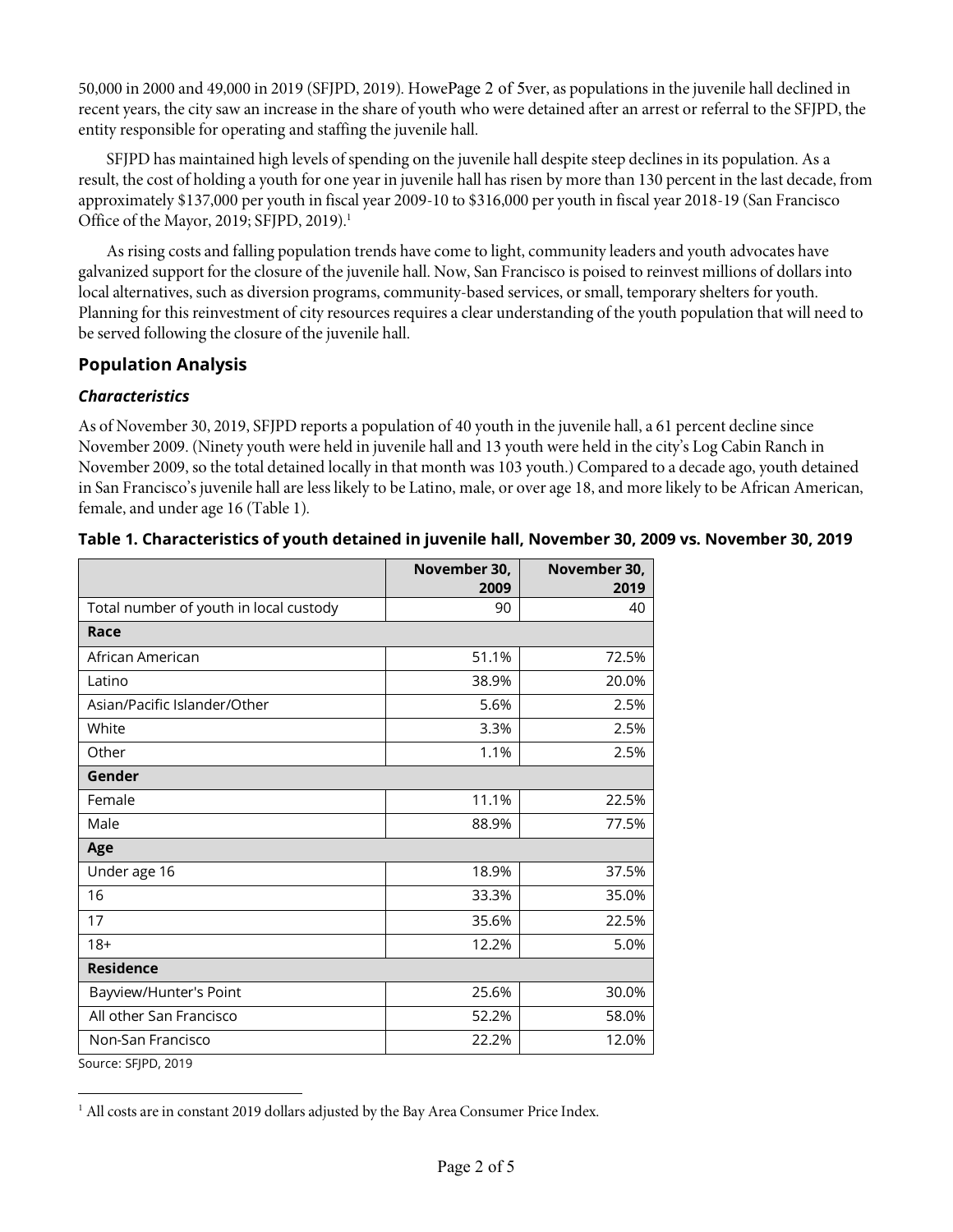50,000 in 2000 and 49,000 in 2019 (SFJPD, 2019). However, as populations in the juvenile hall declined in recent years, the city saw an increase in the share of youth who were detained after an arrest or referral to the SFJPD, the entity responsible for operating and staffing the juvenile hall.

SFJPD has maintained high levels of spending on the juvenile hall despite steep declines in its population. As a result, the cost of holding a youth for one year in juvenile hall has risen by more than 130 percent in the last decade, from approximately $137,000 per youth in fiscal year 2009-10 to $316,000 per youth in fiscal year 2018-19 (San Francisco Office of the Mayor, 2019; SFJPD, 2019).[1]

As rising costs and falling population trends have come to light, community leaders and youth advocates have galvanized support for the closure of the juvenile hall. Now, San Francisco is poised to reinvest millions of dollars into local alternatives, such as diversion programs, community-based services, or small, temporary shelters for youth. Planning for this reinvestment of city resources requires a clear understanding of the youth population that will need to be served following the closure of the juvenile hall.

## Population Analysis

### *Characteristics*

As of November 30, 2019, SFJPD reports a population of 40 youth in the juvenile hall, a 61 percent decline since November 2009. (Ninety youth were held in juvenile hall and 13 youth were held in the city's Log Cabin Ranch in November 2009, so the total detained locally in that month was 103 youth.) Compared to a decade ago, youth detained in San Francisco's juvenile hall are less likely to be Latino, male, or over age 18, and more likely to be African American, female, and under age 16 (Table 1).

**Table 1. Characteristics of youth detained in juvenile hall, November 30, 2009 vs. November 30, 2019**

| | November 30, 2009 | November 30, 2019 |
|---|---|---|
| Total number of youth in local custody | 90 | 40 |
| **Race** | | |
| African American | 51.1% | 72.5% |
| Latino | 38.9% | 20.0% |
| Asian/Pacific Islander/Other | 5.6% | 2.5% |
| White | 3.3% | 2.5% |
| Other | 1.1% | 2.5% |
| **Gender** | | |
| Female | 11.1% | 22.5% |
| Male | 88.9% | 77.5% |
| **Age** | | |
| Under age 16 | 18.9% | 37.5% |
| 16 | 33.3% | 35.0% |
| 17 | 35.6% | 22.5% |
| 18+ | 12.2% | 5.0% |
| **Residence** | | |
| Bayview/Hunter's Point | 25.6% | 30.0% |
| All other San Francisco | 52.2% | 58.0% |
| Non-San Francisco | 22.2% | 12.0% |

Source: SFJPD, 2019

[1] All costs are in constant 2019 dollars adjusted by the Bay Area Consumer Price Index.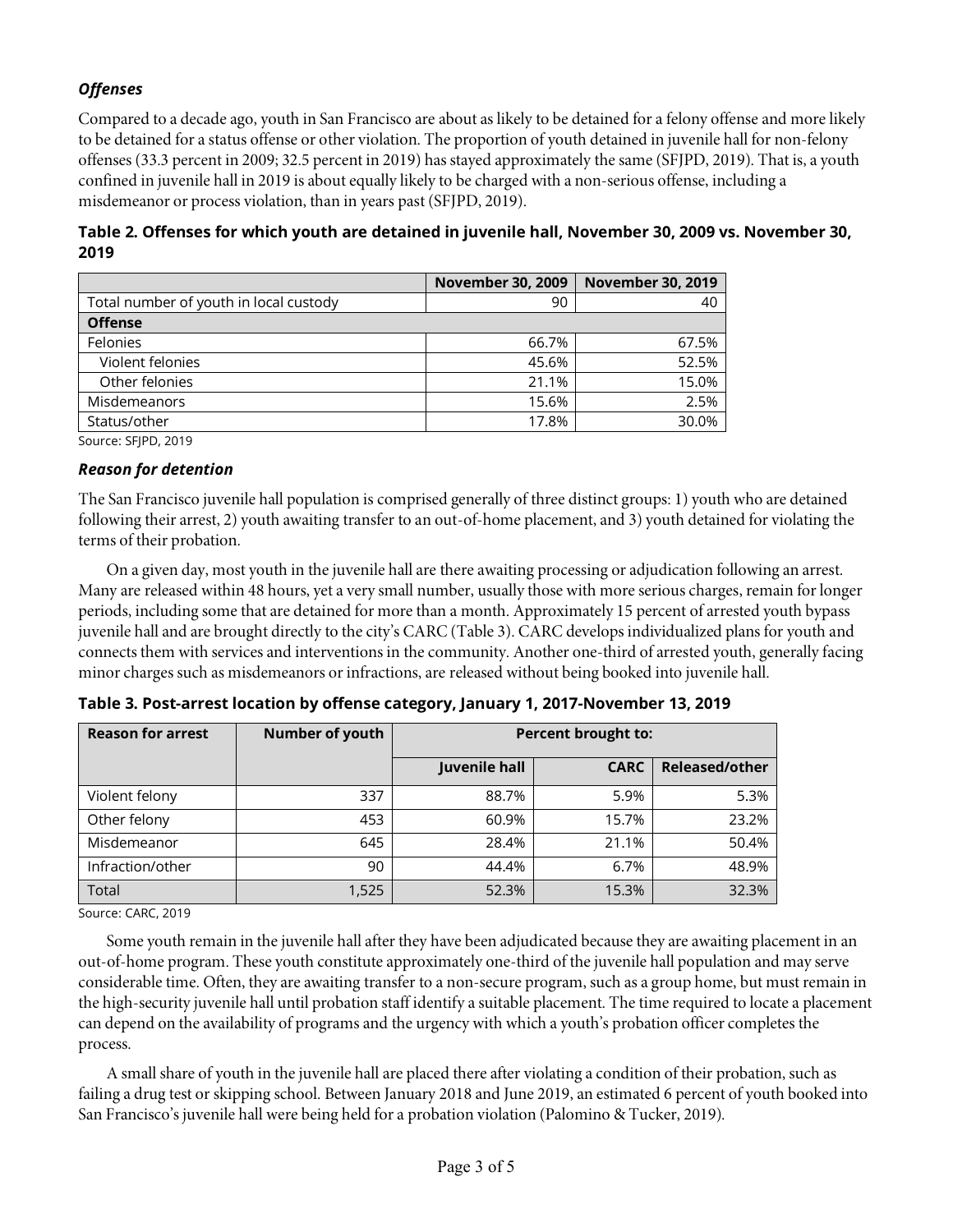### *Offenses*

Compared to a decade ago, youth in San Francisco are about as likely to be detained for a felony offense and more likely to be detained for a status offense or other violation. The proportion of youth detained in juvenile hall for non-felony offenses (33.3 percent in 2009; 32.5 percent in 2019) has stayed approximately the same (SFJPD, 2019). That is, a youth confined in juvenile hall in 2019 is about equally likely to be charged with a non-serious offense, including a misdemeanor or process violation, than in years past (SFJPD, 2019).

**Table 2. Offenses for which youth are detained in juvenile hall, November 30, 2009 vs. November 30, 2019**

| | November 30, 2009 | November 30, 2019 |
|---|---|---|
| Total number of youth in local custody | 90 | 40 |
| **Offense** | | |
| Felonies | 66.7% | 67.5% |
| Violent felonies | 45.6% | 52.5% |
| Other felonies | 21.1% | 15.0% |
| Misdemeanors | 15.6% | 2.5% |
| Status/other | 17.8% | 30.0% |

Source: SFJPD, 2019

### *Reason for detention*

The San Francisco juvenile hall population is comprised generally of three distinct groups: 1) youth who are detained following their arrest, 2) youth awaiting transfer to an out-of-home placement, and 3) youth detained for violating the terms of their probation.

On a given day, most youth in the juvenile hall are there awaiting processing or adjudication following an arrest. Many are released within 48 hours, yet a very small number, usually those with more serious charges, remain for longer periods, including some that are detained for more than a month. Approximately 15 percent of arrested youth bypass juvenile hall and are brought directly to the city's CARC (Table 3). CARC develops individualized plans for youth and connects them with services and interventions in the community. Another one-third of arrested youth, generally facing minor charges such as misdemeanors or infractions, are released without being booked into juvenile hall.

**Table 3. Post-arrest location by offense category, January 1, 2017-November 13, 2019**

| Reason for arrest | Number of youth | Percent brought to: | | |
|---|---|---|---|---|
| | | Juvenile hall | CARC | Released/other |
| Violent felony | 337 | 88.7% | 5.9% | 5.3% |
| Other felony | 453 | 60.9% | 15.7% | 23.2% |
| Misdemeanor | 645 | 28.4% | 21.1% | 50.4% |
| Infraction/other | 90 | 44.4% | 6.7% | 48.9% |
| Total | 1,525 | 52.3% | 15.3% | 32.3% |

Source: CARC, 2019

Some youth remain in the juvenile hall after they have been adjudicated because they are awaiting placement in an out-of-home program. These youth constitute approximately one-third of the juvenile hall population and may serve considerable time. Often, they are awaiting transfer to a non-secure program, such as a group home, but must remain in the high-security juvenile hall until probation staff identify a suitable placement. The time required to locate a placement can depend on the availability of programs and the urgency with which a youth's probation officer completes the process.

A small share of youth in the juvenile hall are placed there after violating a condition of their probation, such as failing a drug test or skipping school. Between January 2018 and June 2019, an estimated 6 percent of youth booked into San Francisco's juvenile hall were being held for a probation violation (Palomino & Tucker, 2019).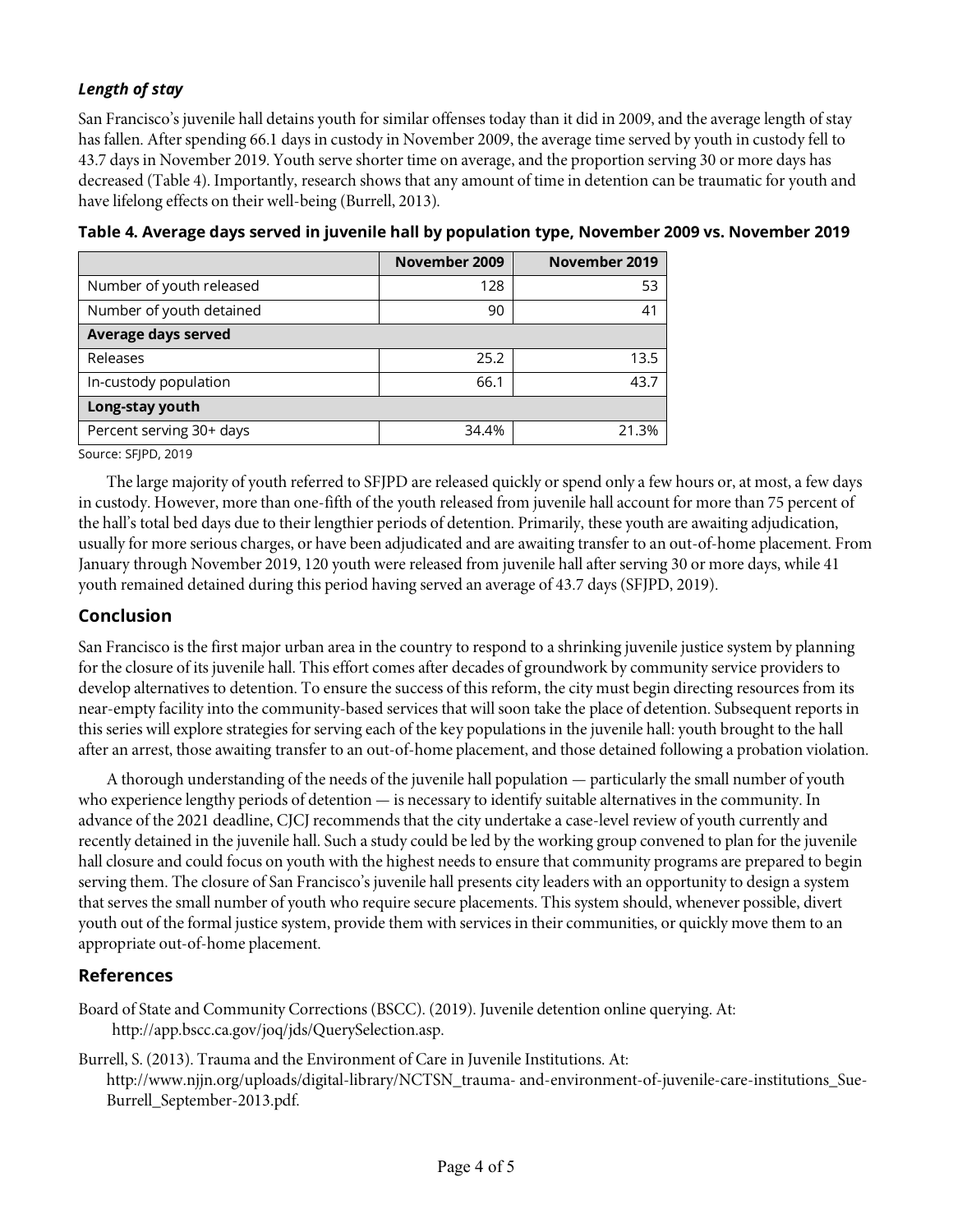### *Length of stay*

San Francisco's juvenile hall detains youth for similar offenses today than it did in 2009, and the average length of stay has fallen. After spending 66.1 days in custody in November 2009, the average time served by youth in custody fell to 43.7 days in November 2019. Youth serve shorter time on average, and the proportion serving 30 or more days has decreased (Table 4). Importantly, research shows that any amount of time in detention can be traumatic for youth and have lifelong effects on their well-being (Burrell, 2013).

**Table 4. Average days served in juvenile hall by population type, November 2009 vs. November 2019**

| | November 2009 | November 2019 |
|---|---|---|
| Number of youth released | 128 | 53 |
| Number of youth detained | 90 | 41 |
| **Average days served** | | |
| Releases | 25.2 | 13.5 |
| In-custody population | 66.1 | 43.7 |
| **Long-stay youth** | | |
| Percent serving 30+ days | 34.4% | 21.3% |

Source: SFJPD, 2019

The large majority of youth referred to SFJPD are released quickly or spend only a few hours or, at most, a few days in custody. However, more than one-fifth of the youth released from juvenile hall account for more than 75 percent of the hall's total bed days due to their lengthier periods of detention. Primarily, these youth are awaiting adjudication, usually for more serious charges, or have been adjudicated and are awaiting transfer to an out-of-home placement. From January through November 2019, 120 youth were released from juvenile hall after serving 30 or more days, while 41 youth remained detained during this period having served an average of 43.7 days (SFJPD, 2019).

## Conclusion

San Francisco is the first major urban area in the country to respond to a shrinking juvenile justice system by planning for the closure of its juvenile hall. This effort comes after decades of groundwork by community service providers to develop alternatives to detention. To ensure the success of this reform, the city must begin directing resources from its near-empty facility into the community-based services that will soon take the place of detention. Subsequent reports in this series will explore strategies for serving each of the key populations in the juvenile hall: youth brought to the hall after an arrest, those awaiting transfer to an out-of-home placement, and those detained following a probation violation.

A thorough understanding of the needs of the juvenile hall population — particularly the small number of youth who experience lengthy periods of detention — is necessary to identify suitable alternatives in the community. In advance of the 2021 deadline, CJCJ recommends that the city undertake a case-level review of youth currently and recently detained in the juvenile hall. Such a study could be led by the working group convened to plan for the juvenile hall closure and could focus on youth with the highest needs to ensure that community programs are prepared to begin serving them. The closure of San Francisco's juvenile hall presents city leaders with an opportunity to design a system that serves the small number of youth who require secure placements. This system should, whenever possible, divert youth out of the formal justice system, provide them with services in their communities, or quickly move them to an appropriate out-of-home placement.

## References

Board of State and Community Corrections (BSCC). (2019). Juvenile detention online querying. At: http://app.bscc.ca.gov/joq/jds/QuerySelection.asp.

Burrell, S. (2013). Trauma and the Environment of Care in Juvenile Institutions. At: http://www.njjn.org/uploads/digital-library/NCTSN_trauma- and-environment-of-juvenile-care-institutions_Sue-Burrell_September-2013.pdf.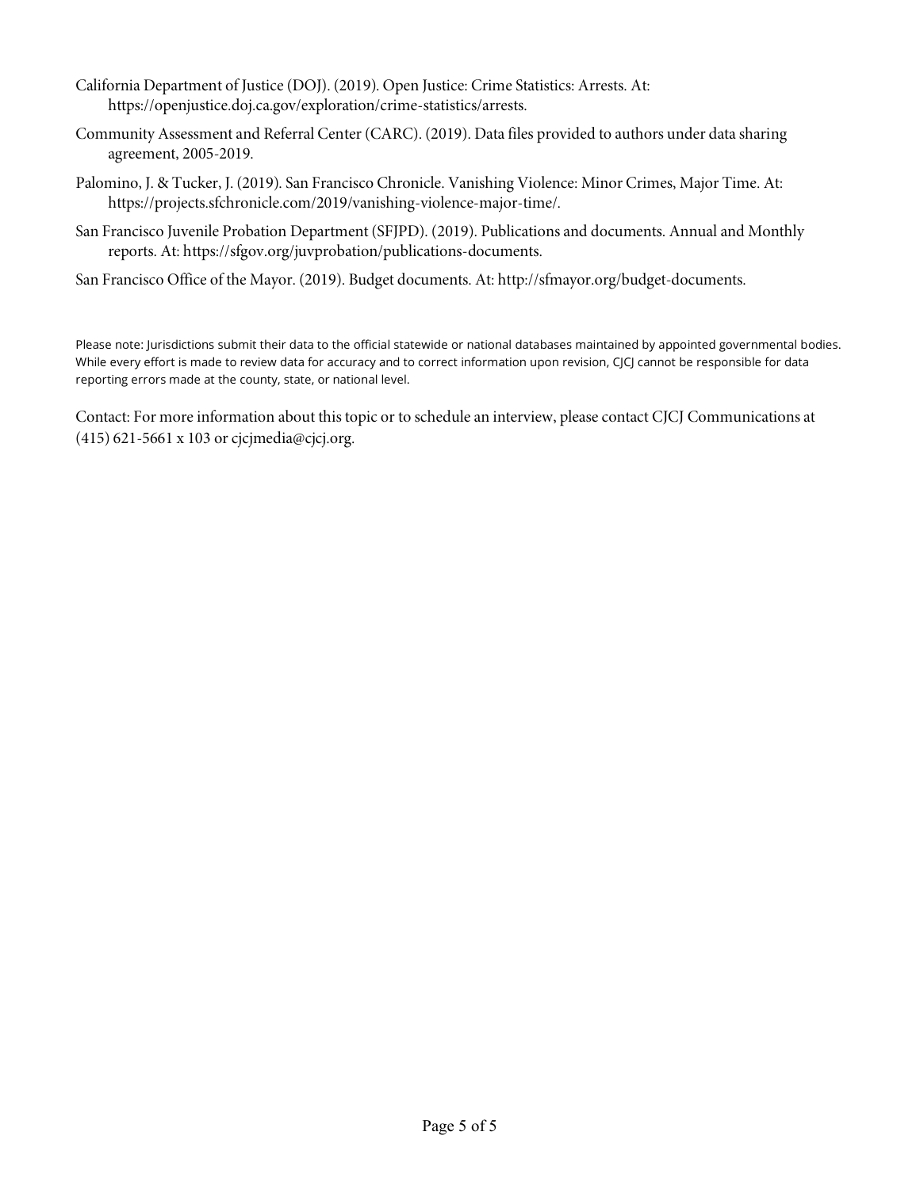California Department of Justice (DOJ). (2019). Open Justice: Crime Statistics: Arrests. At: https://openjustice.doj.ca.gov/exploration/crime-statistics/arrests.

Community Assessment and Referral Center (CARC). (2019). Data files provided to authors under data sharing agreement, 2005-2019.

Palomino, J. & Tucker, J. (2019). San Francisco Chronicle. Vanishing Violence: Minor Crimes, Major Time. At: https://projects.sfchronicle.com/2019/vanishing-violence-major-time/.

San Francisco Juvenile Probation Department (SFJPD). (2019). Publications and documents. Annual and Monthly reports. At: https://sfgov.org/juvprobation/publications-documents.

San Francisco Office of the Mayor. (2019). Budget documents. At: http://sfmayor.org/budget-documents.

Please note: Jurisdictions submit their data to the official statewide or national databases maintained by appointed governmental bodies. While every effort is made to review data for accuracy and to correct information upon revision, CJCJ cannot be responsible for data reporting errors made at the county, state, or national level.

Contact: For more information about this topic or to schedule an interview, please contact CJCJ Communications at (415) 621-5661 x 103 or cjcjmedia@cjcj.org.